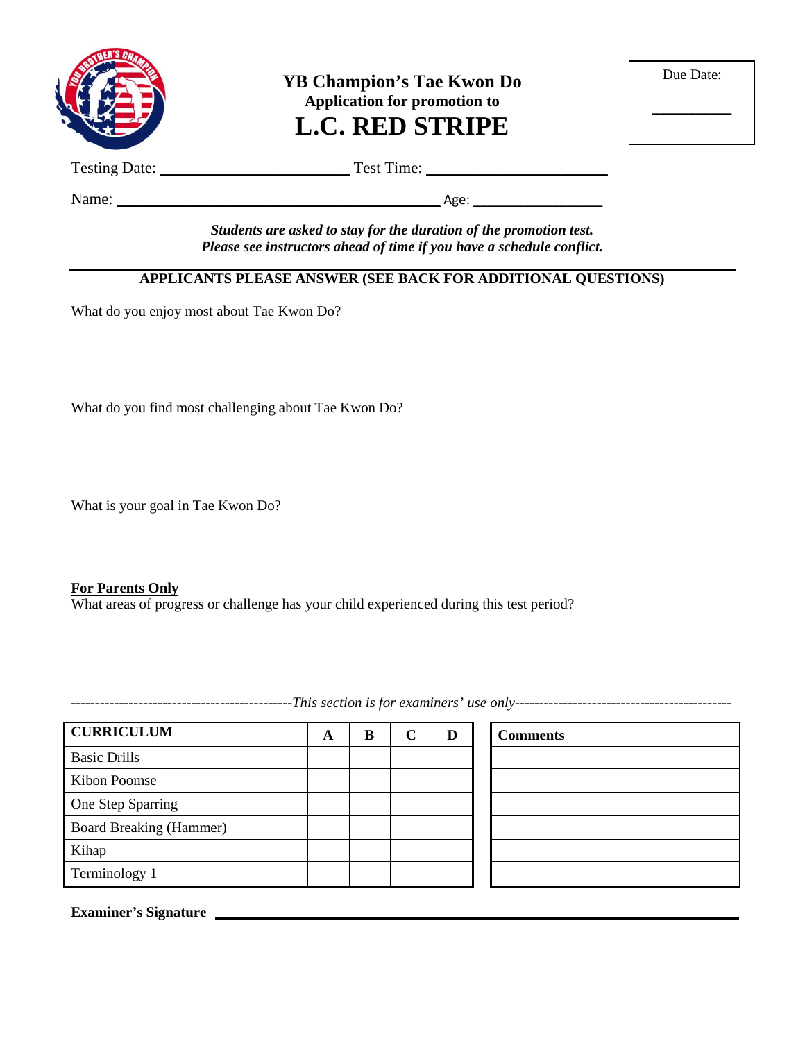# YB Champion's Tae Kwon Do

**Application for promotion to**

# L.C. RED STRIPE

Due Date: __________

Testing Date: ______________________ Test Time: ______________________

Name: ________________________________________ Age: ________________

***Students are asked to stay for the duration of the promotion test.***
***Please see instructors ahead of time if you have a schedule conflict.***

---

**APPLICANTS PLEASE ANSWER (SEE BACK FOR ADDITIONAL QUESTIONS)**

What do you enjoy most about Tae Kwon Do?

What do you find most challenging about Tae Kwon Do?

What is your goal in Tae Kwon Do?

**<u>For Parents Only</u>**
What areas of progress or challenge has your child experienced during this test period?

---------------------------------------------*This section is for examiners' use only*---------------------------------------------

| CURRICULUM | A | B | C | D | Comments |
|---|---|---|---|---|---|
| Basic Drills | | | | | |
| Kibon Poomse | | | | | |
| One Step Sparring | | | | | |
| Board Breaking (Hammer) | | | | | |
| Kihap | | | | | |
| Terminology 1 | | | | | |

**Examiner's Signature** ____________________________________________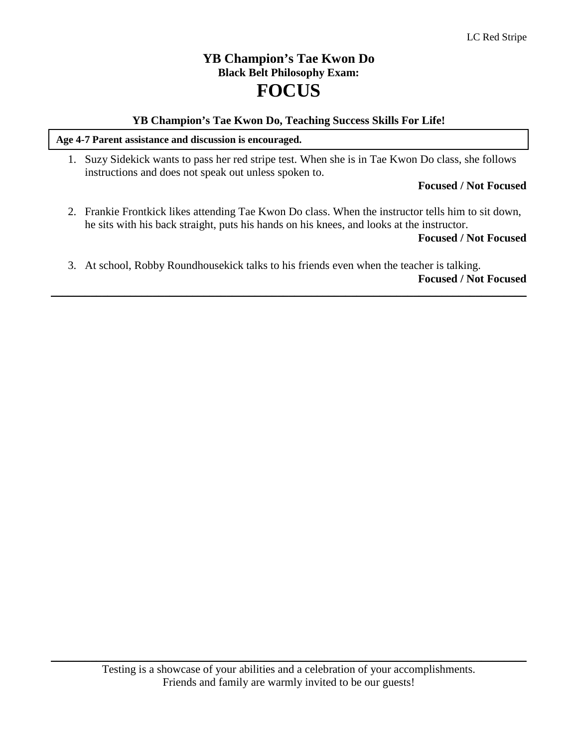LC Red Stripe

# YB Champion's Tae Kwon Do

### Black Belt Philosophy Exam:

# FOCUS

**YB Champion's Tae Kwon Do, Teaching Success Skills For Life!**

**Age 4-7 Parent assistance and discussion is encouraged.**

1. Suzy Sidekick wants to pass her red stripe test. When she is in Tae Kwon Do class, she follows instructions and does not speak out unless spoken to.

   **Focused / Not Focused**

2. Frankie Frontkick likes attending Tae Kwon Do class. When the instructor tells him to sit down, he sits with his back straight, puts his hands on his knees, and looks at the instructor.

   **Focused / Not Focused**

3. At school, Robby Roundhousekick talks to his friends even when the teacher is talking.

   **Focused / Not Focused**

---

Testing is a showcase of your abilities and a celebration of your accomplishments.
Friends and family are warmly invited to be our guests!